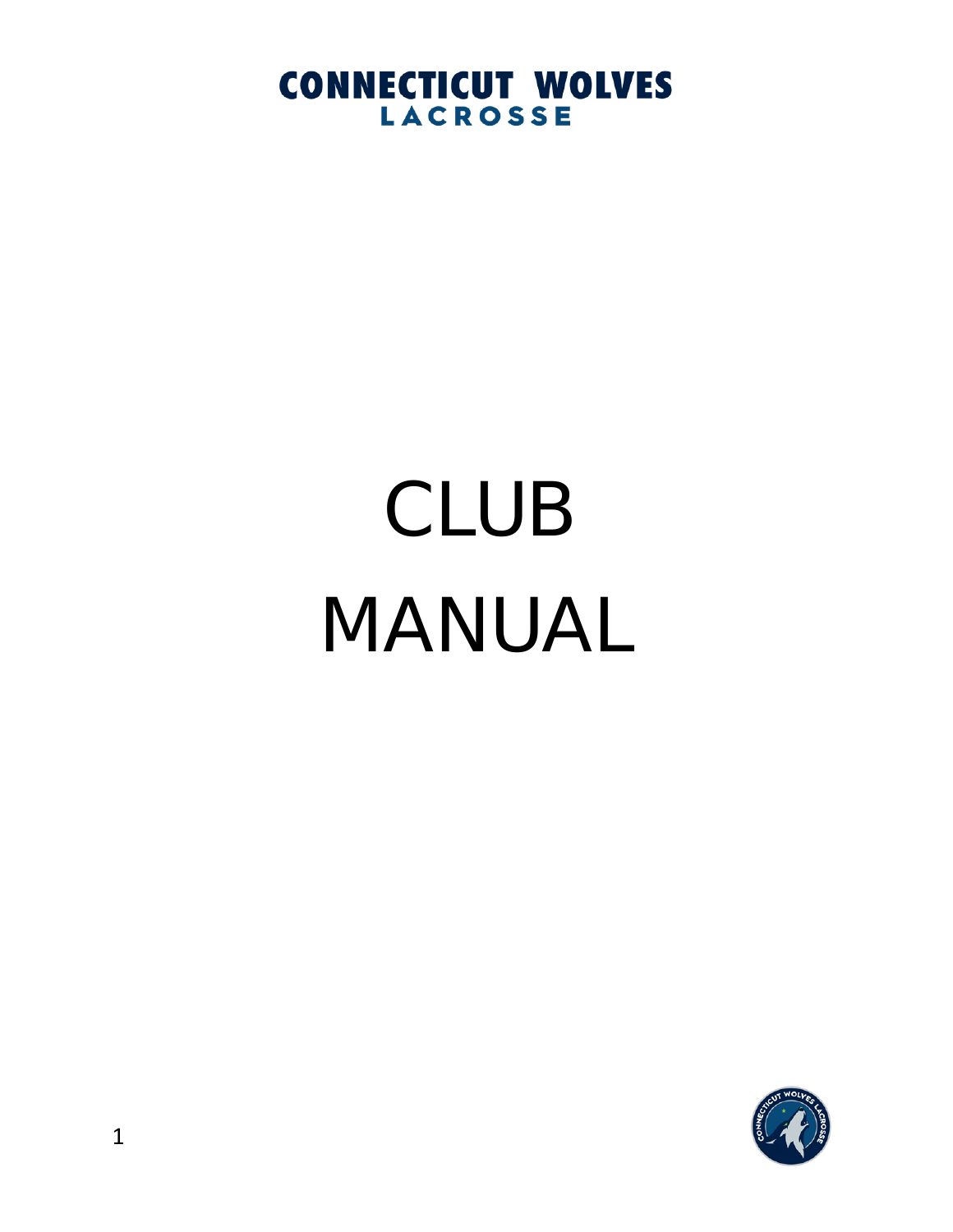# CONNECTICUT WOLVES LACROSSE

# CLUB MANUAL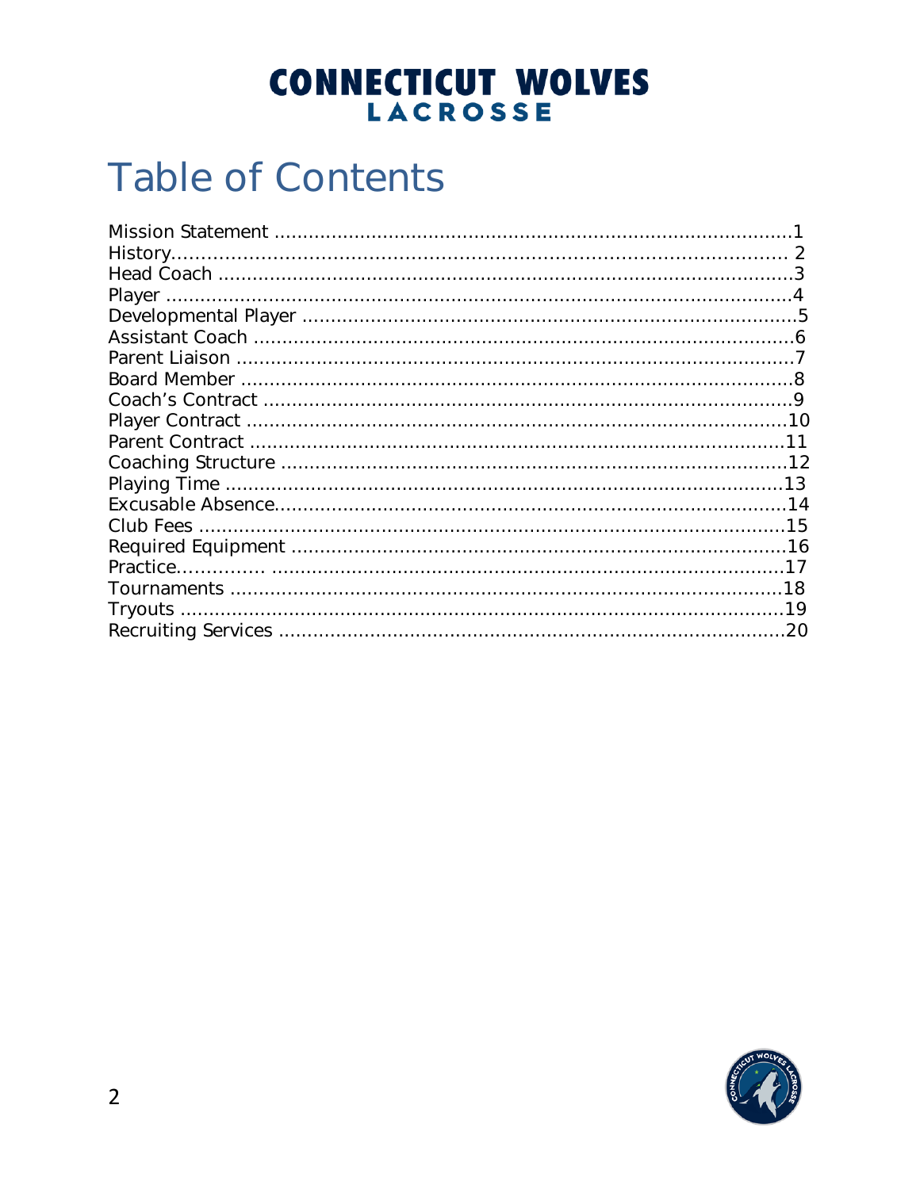# CONNECTICUT WOLVES LACROSSE

## Table of Contents

Mission Statement ........................................................................................1
History........................................................................................................ 2
Head Coach ..................................................................................................3
Player ..........................................................................................................4
Developmental Player ....................................................................................5
Assistant Coach .............................................................................................6
Parent Liaison ...............................................................................................7
Board Member ...............................................................................................8
Coach's Contract ...........................................................................................9
Player Contract ............................................................................................10
Parent Contract ............................................................................................11
Coaching Structure .......................................................................................12
Playing Time ................................................................................................13
Excusable Absence.......................................................................................14
Club Fees ....................................................................................................15
Required Equipment .....................................................................................16
Practice.............. .........................................................................................17
Tournaments ...............................................................................................18
Tryouts .......................................................................................................19
Recruiting Services ......................................................................................20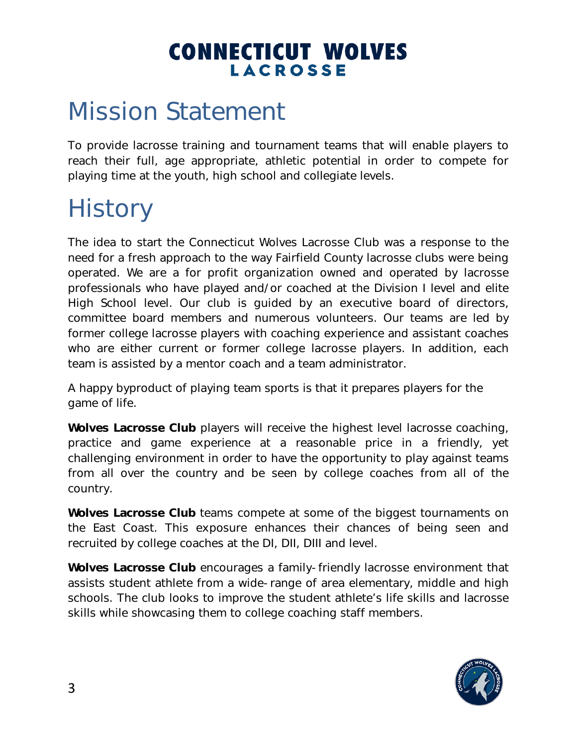# Mission Statement

To provide lacrosse training and tournament teams that will enable players to reach their full, age appropriate, athletic potential in order to compete for playing time at the youth, high school and collegiate levels.

# History

The idea to start the Connecticut Wolves Lacrosse Club was a response to the need for a fresh approach to the way Fairfield County lacrosse clubs were being operated. We are a for profit organization owned and operated by lacrosse professionals who have played and/or coached at the Division I level and elite High School level. Our club is guided by an executive board of directors, committee board members and numerous volunteers. Our teams are led by former college lacrosse players with coaching experience and assistant coaches who are either current or former college lacrosse players. In addition, each team is assisted by a mentor coach and a team administrator.

A happy byproduct of playing team sports is that it prepares players for the game of life.

**Wolves Lacrosse Club** players will receive the highest level lacrosse coaching, practice and game experience at a reasonable price in a friendly, yet challenging environment in order to have the opportunity to play against teams from all over the country and be seen by college coaches from all of the country.

**Wolves Lacrosse Club** teams compete at some of the biggest tournaments on the East Coast. This exposure enhances their chances of being seen and recruited by college coaches at the DI, DII, DIII and level.

**Wolves Lacrosse Club** encourages a family-friendly lacrosse environment that assists student athlete from a wide-range of area elementary, middle and high schools. The club looks to improve the student athlete's life skills and lacrosse skills while showcasing them to college coaching staff members.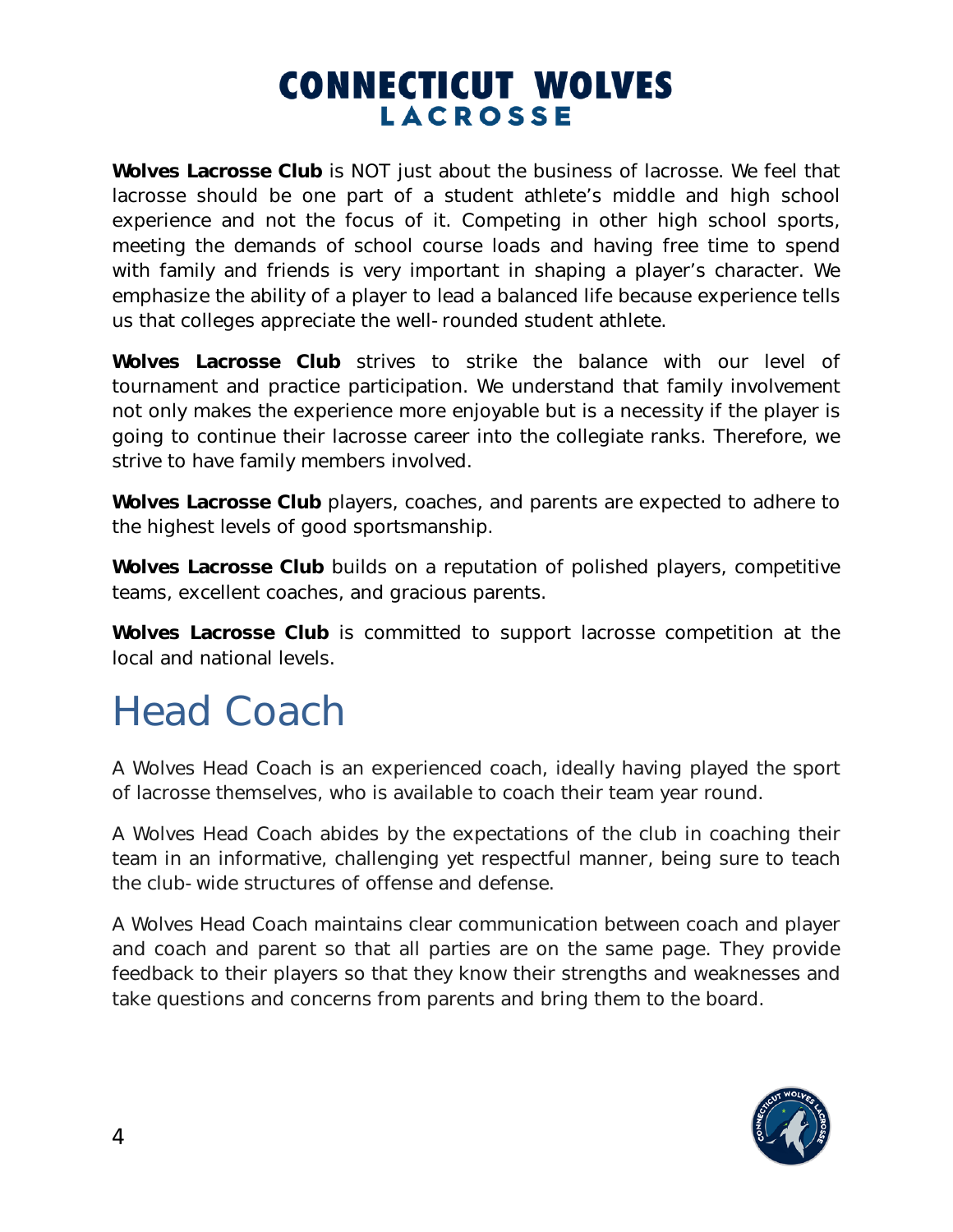# CONNECTICUT WOLVES LACROSSE

**Wolves Lacrosse Club** is NOT just about the business of lacrosse. We feel that lacrosse should be one part of a student athlete's middle and high school experience and not the focus of it. Competing in other high school sports, meeting the demands of school course loads and having free time to spend with family and friends is very important in shaping a player's character. We emphasize the ability of a player to lead a balanced life because experience tells us that colleges appreciate the well-rounded student athlete.

**Wolves Lacrosse Club** strives to strike the balance with our level of tournament and practice participation. We understand that family involvement not only makes the experience more enjoyable but is a necessity if the player is going to continue their lacrosse career into the collegiate ranks. Therefore, we strive to have family members involved.

**Wolves Lacrosse Club** players, coaches, and parents are expected to adhere to the highest levels of good sportsmanship.

**Wolves Lacrosse Club** builds on a reputation of polished players, competitive teams, excellent coaches, and gracious parents.

**Wolves Lacrosse Club** is committed to support lacrosse competition at the local and national levels.

## Head Coach

A Wolves Head Coach is an experienced coach, ideally having played the sport of lacrosse themselves, who is available to coach their team year round.

A Wolves Head Coach abides by the expectations of the club in coaching their team in an informative, challenging yet respectful manner, being sure to teach the club-wide structures of offense and defense.

A Wolves Head Coach maintains clear communication between coach and player and coach and parent so that all parties are on the same page. They provide feedback to their players so that they know their strengths and weaknesses and take questions and concerns from parents and bring them to the board.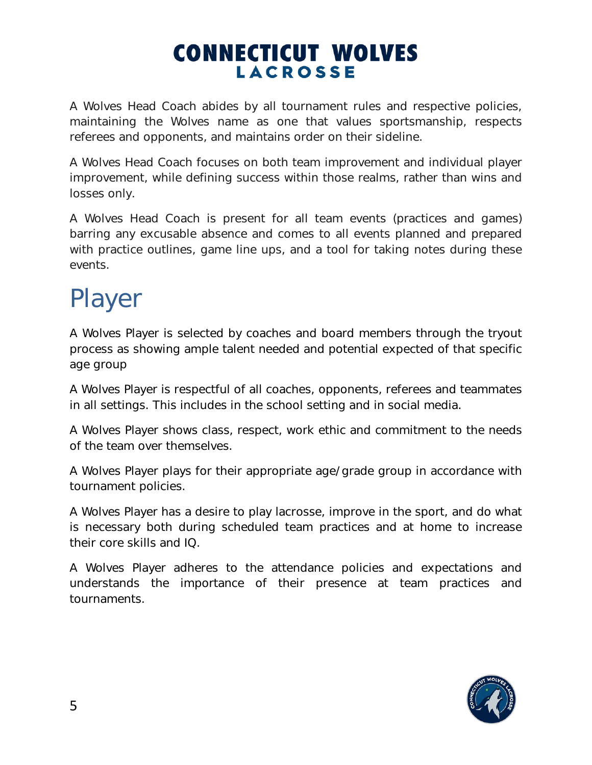A Wolves Head Coach abides by all tournament rules and respective policies, maintaining the Wolves name as one that values sportsmanship, respects referees and opponents, and maintains order on their sideline.

A Wolves Head Coach focuses on both team improvement and individual player improvement, while defining success within those realms, rather than wins and losses only.

A Wolves Head Coach is present for all team events (practices and games) barring any excusable absence and comes to all events planned and prepared with practice outlines, game line ups, and a tool for taking notes during these events.

# Player

A Wolves Player is selected by coaches and board members through the tryout process as showing ample talent needed and potential expected of that specific age group

A Wolves Player is respectful of all coaches, opponents, referees and teammates in all settings. This includes in the school setting and in social media.

A Wolves Player shows class, respect, work ethic and commitment to the needs of the team over themselves.

A Wolves Player plays for their appropriate age/grade group in accordance with tournament policies.

A Wolves Player has a desire to play lacrosse, improve in the sport, and do what is necessary both during scheduled team practices and at home to increase their core skills and IQ.

A Wolves Player adheres to the attendance policies and expectations and understands the importance of their presence at team practices and tournaments.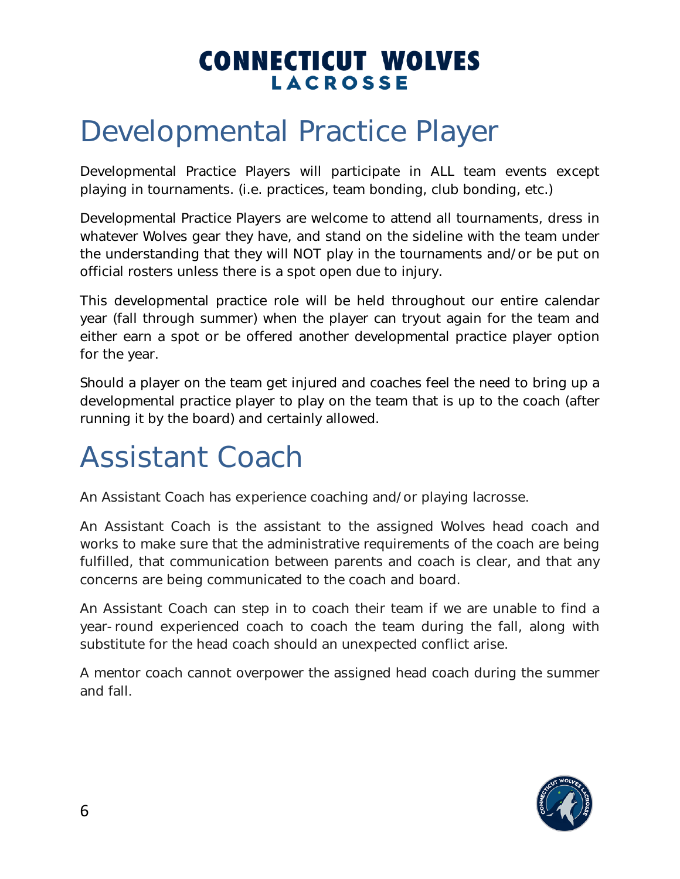# Developmental Practice Player

Developmental Practice Players will participate in ALL team events except playing in tournaments. (i.e. practices, team bonding, club bonding, etc.)

Developmental Practice Players are welcome to attend all tournaments, dress in whatever Wolves gear they have, and stand on the sideline with the team under the understanding that they will NOT play in the tournaments and/or be put on official rosters unless there is a spot open due to injury.

This developmental practice role will be held throughout our entire calendar year (fall through summer) when the player can tryout again for the team and either earn a spot or be offered another developmental practice player option for the year.

Should a player on the team get injured and coaches feel the need to bring up a developmental practice player to play on the team that is up to the coach (after running it by the board) and certainly allowed.

# Assistant Coach

An Assistant Coach has experience coaching and/or playing lacrosse.

An Assistant Coach is the assistant to the assigned Wolves head coach and works to make sure that the administrative requirements of the coach are being fulfilled, that communication between parents and coach is clear, and that any concerns are being communicated to the coach and board.

An Assistant Coach can step in to coach their team if we are unable to find a year-round experienced coach to coach the team during the fall, along with substitute for the head coach should an unexpected conflict arise.

A mentor coach cannot overpower the assigned head coach during the summer and fall.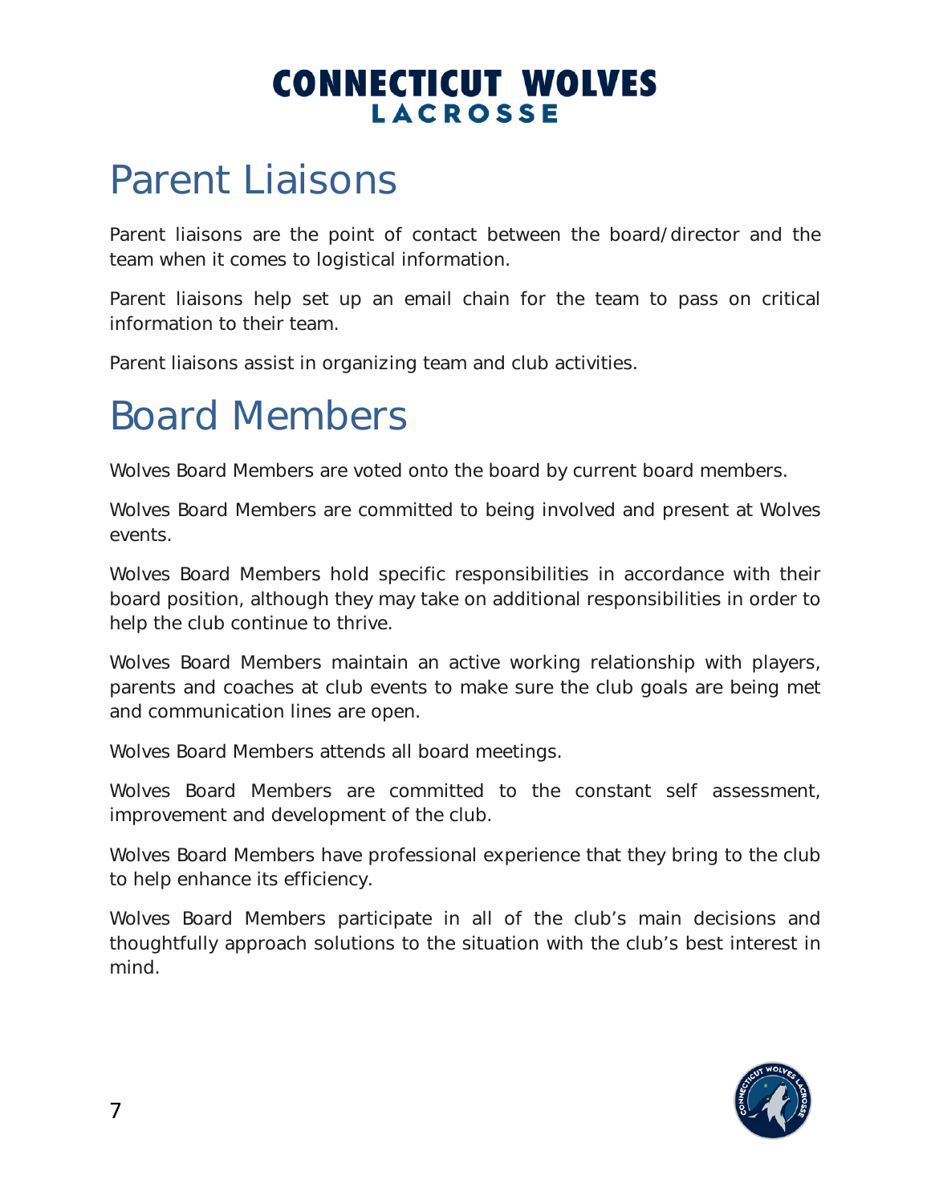# Parent Liaisons

Parent liaisons are the point of contact between the board/director and the team when it comes to logistical information.

Parent liaisons help set up an email chain for the team to pass on critical information to their team.

Parent liaisons assist in organizing team and club activities.

# Board Members

Wolves Board Members are voted onto the board by current board members.

Wolves Board Members are committed to being involved and present at Wolves events.

Wolves Board Members hold specific responsibilities in accordance with their board position, although they may take on additional responsibilities in order to help the club continue to thrive.

Wolves Board Members maintain an active working relationship with players, parents and coaches at club events to make sure the club goals are being met and communication lines are open.

Wolves Board Members attends all board meetings.

Wolves Board Members are committed to the constant self assessment, improvement and development of the club.

Wolves Board Members have professional experience that they bring to the club to help enhance its efficiency.

Wolves Board Members participate in all of the club's main decisions and thoughtfully approach solutions to the situation with the club's best interest in mind.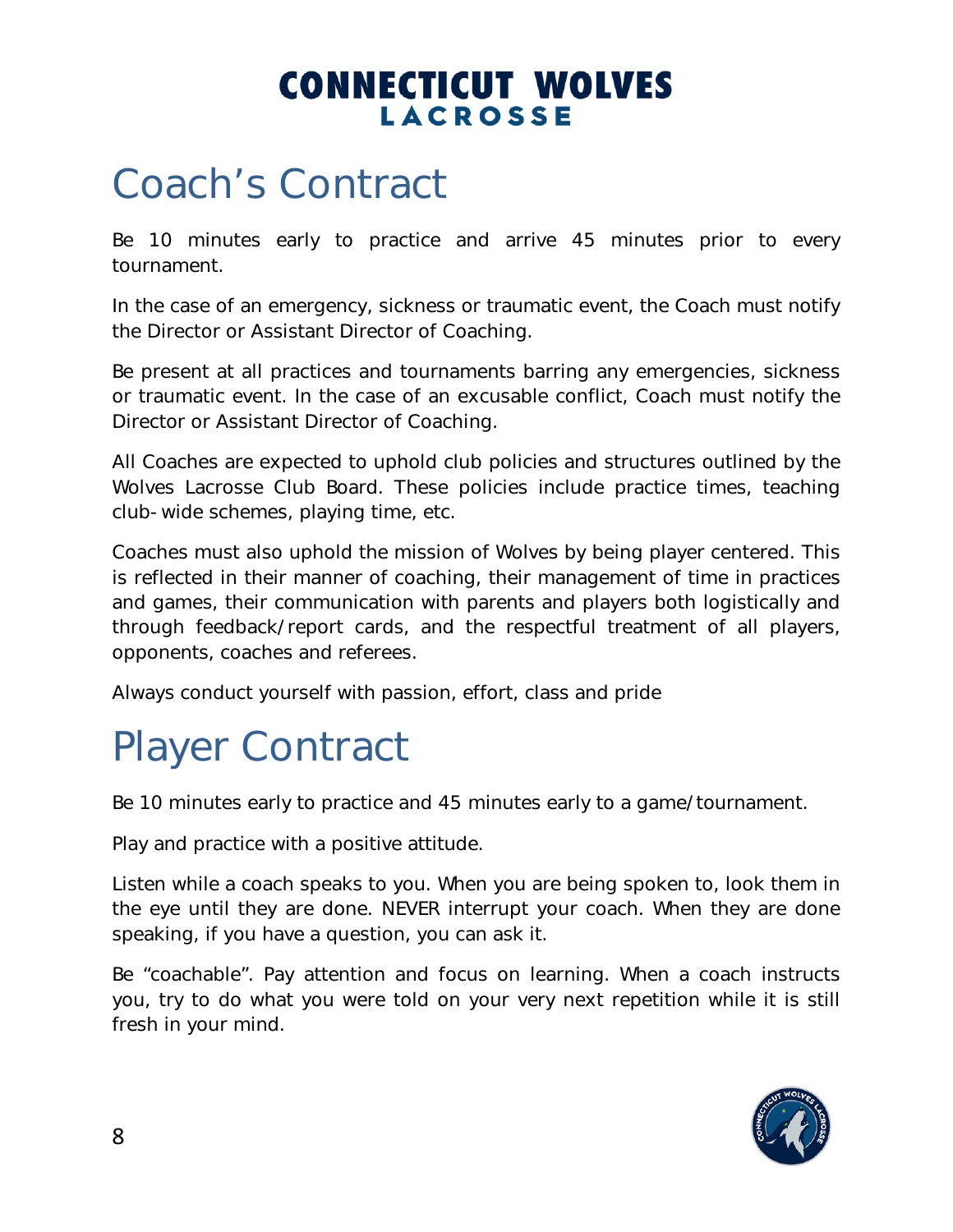# Coach's Contract

Be 10 minutes early to practice and arrive 45 minutes prior to every tournament.

In the case of an emergency, sickness or traumatic event, the Coach must notify the Director or Assistant Director of Coaching.

Be present at all practices and tournaments barring any emergencies, sickness or traumatic event. In the case of an excusable conflict, Coach must notify the Director or Assistant Director of Coaching.

All Coaches are expected to uphold club policies and structures outlined by the Wolves Lacrosse Club Board. These policies include practice times, teaching club-wide schemes, playing time, etc.

Coaches must also uphold the mission of Wolves by being player centered. This is reflected in their manner of coaching, their management of time in practices and games, their communication with parents and players both logistically and through feedback/report cards, and the respectful treatment of all players, opponents, coaches and referees.

Always conduct yourself with passion, effort, class and pride

# Player Contract

Be 10 minutes early to practice and 45 minutes early to a game/tournament.

Play and practice with a positive attitude.

Listen while a coach speaks to you. When you are being spoken to, look them in the eye until they are done. NEVER interrupt your coach. When they are done speaking, if you have a question, you can ask it.

Be "coachable". Pay attention and focus on learning. When a coach instructs you, try to do what you were told on your very next repetition while it is still fresh in your mind.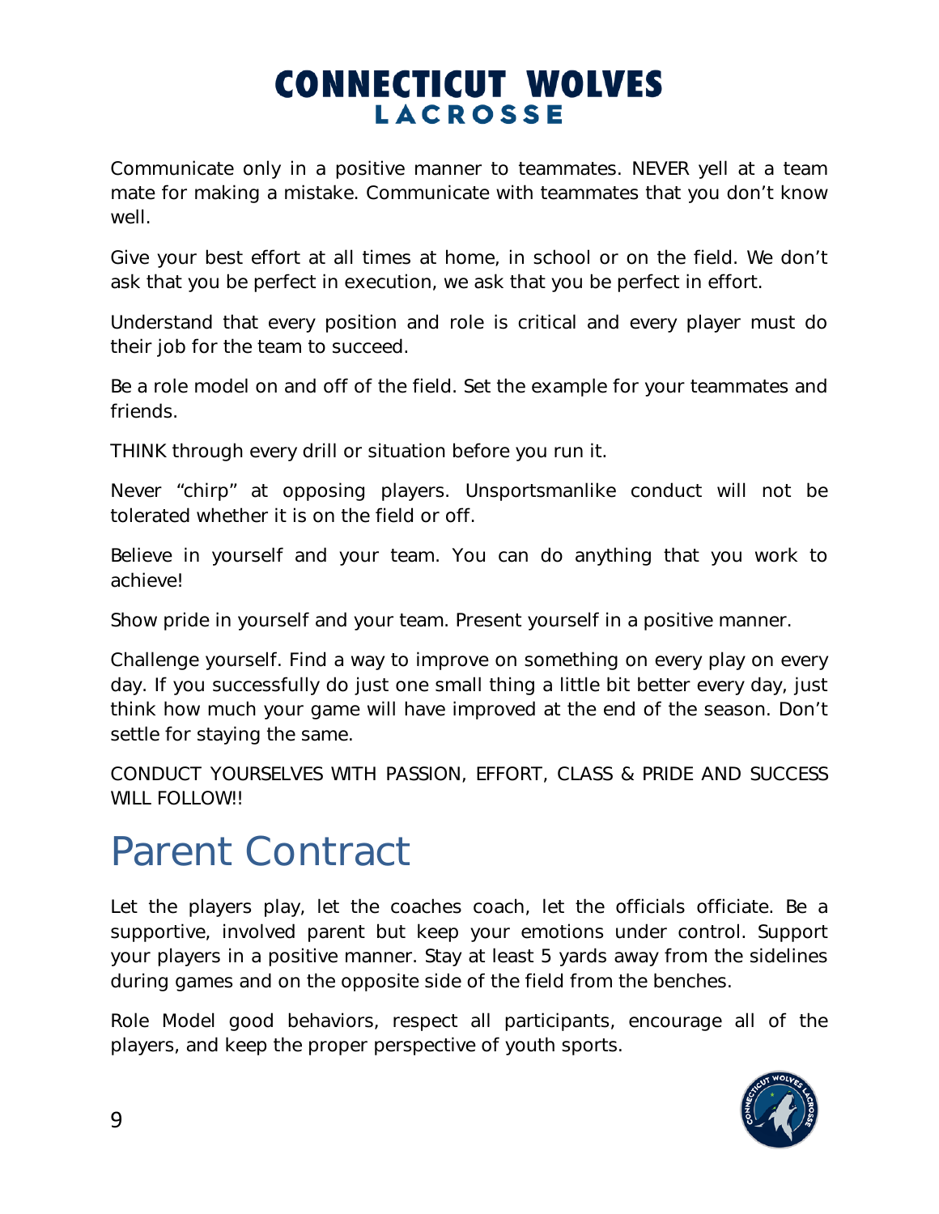Communicate only in a positive manner to teammates. NEVER yell at a team mate for making a mistake. Communicate with teammates that you don't know well.

Give your best effort at all times at home, in school or on the field. We don't ask that you be perfect in execution, we ask that you be perfect in effort.

Understand that every position and role is critical and every player must do their job for the team to succeed.

Be a role model on and off of the field. Set the example for your teammates and friends.

THINK through every drill or situation before you run it.

Never "chirp" at opposing players. Unsportsmanlike conduct will not be tolerated whether it is on the field or off.

Believe in yourself and your team. You can do anything that you work to achieve!

Show pride in yourself and your team. Present yourself in a positive manner.

Challenge yourself. Find a way to improve on something on every play on every day. If you successfully do just one small thing a little bit better every day, just think how much your game will have improved at the end of the season. Don't settle for staying the same.

CONDUCT YOURSELVES WITH PASSION, EFFORT, CLASS & PRIDE AND SUCCESS WILL FOLLOW!!

# Parent Contract

Let the players play, let the coaches coach, let the officials officiate. Be a supportive, involved parent but keep your emotions under control. Support your players in a positive manner. Stay at least 5 yards away from the sidelines during games and on the opposite side of the field from the benches.

Role Model good behaviors, respect all participants, encourage all of the players, and keep the proper perspective of youth sports.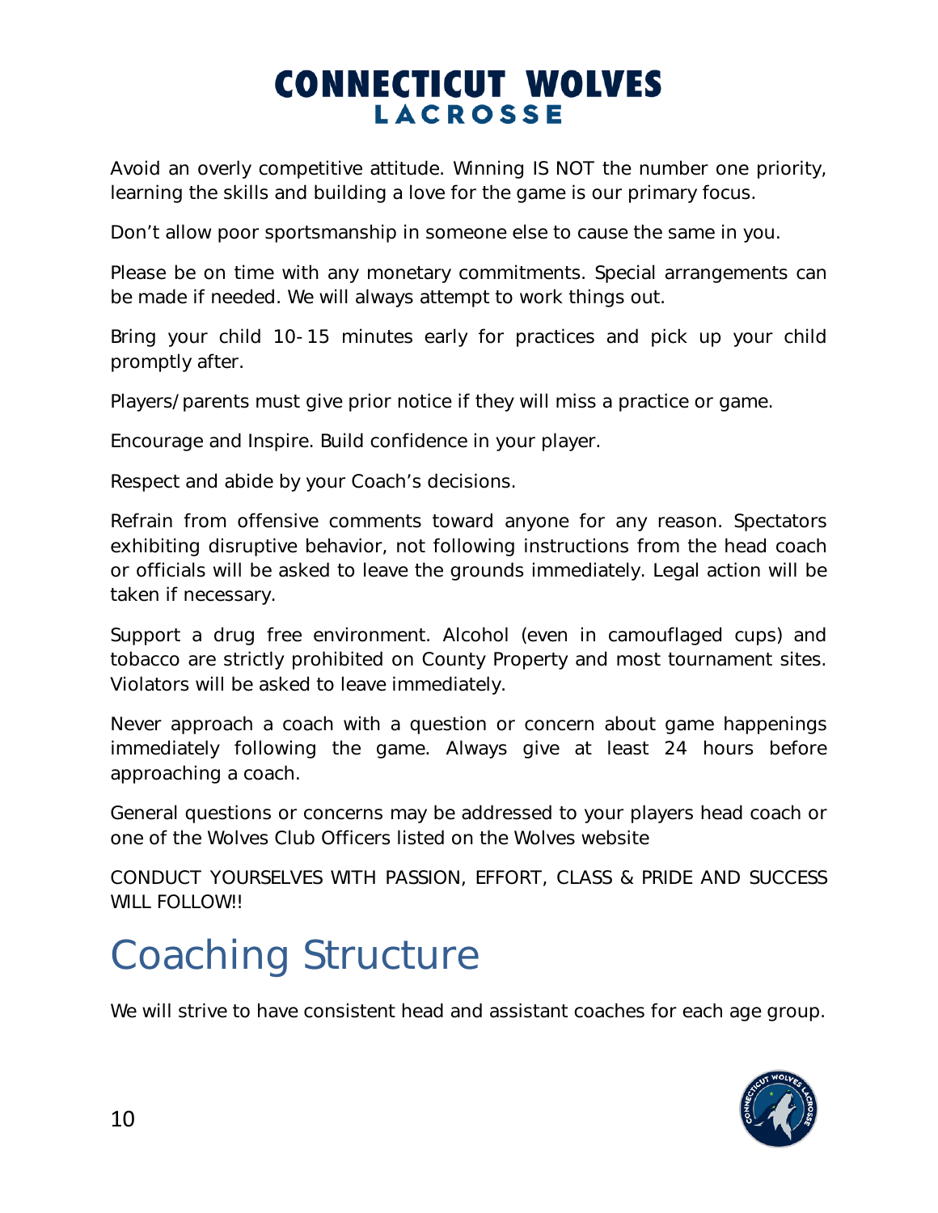Avoid an overly competitive attitude. Winning IS NOT the number one priority, learning the skills and building a love for the game is our primary focus.

Don't allow poor sportsmanship in someone else to cause the same in you.

Please be on time with any monetary commitments. Special arrangements can be made if needed. We will always attempt to work things out.

Bring your child 10-15 minutes early for practices and pick up your child promptly after.

Players/parents must give prior notice if they will miss a practice or game.

Encourage and Inspire. Build confidence in your player.

Respect and abide by your Coach's decisions.

Refrain from offensive comments toward anyone for any reason. Spectators exhibiting disruptive behavior, not following instructions from the head coach or officials will be asked to leave the grounds immediately. Legal action will be taken if necessary.

Support a drug free environment. Alcohol (even in camouflaged cups) and tobacco are strictly prohibited on County Property and most tournament sites. Violators will be asked to leave immediately.

Never approach a coach with a question or concern about game happenings immediately following the game. Always give at least 24 hours before approaching a coach.

General questions or concerns may be addressed to your players head coach or one of the Wolves Club Officers listed on the Wolves website

CONDUCT YOURSELVES WITH PASSION, EFFORT, CLASS & PRIDE AND SUCCESS WILL FOLLOW!!

# Coaching Structure

We will strive to have consistent head and assistant coaches for each age group.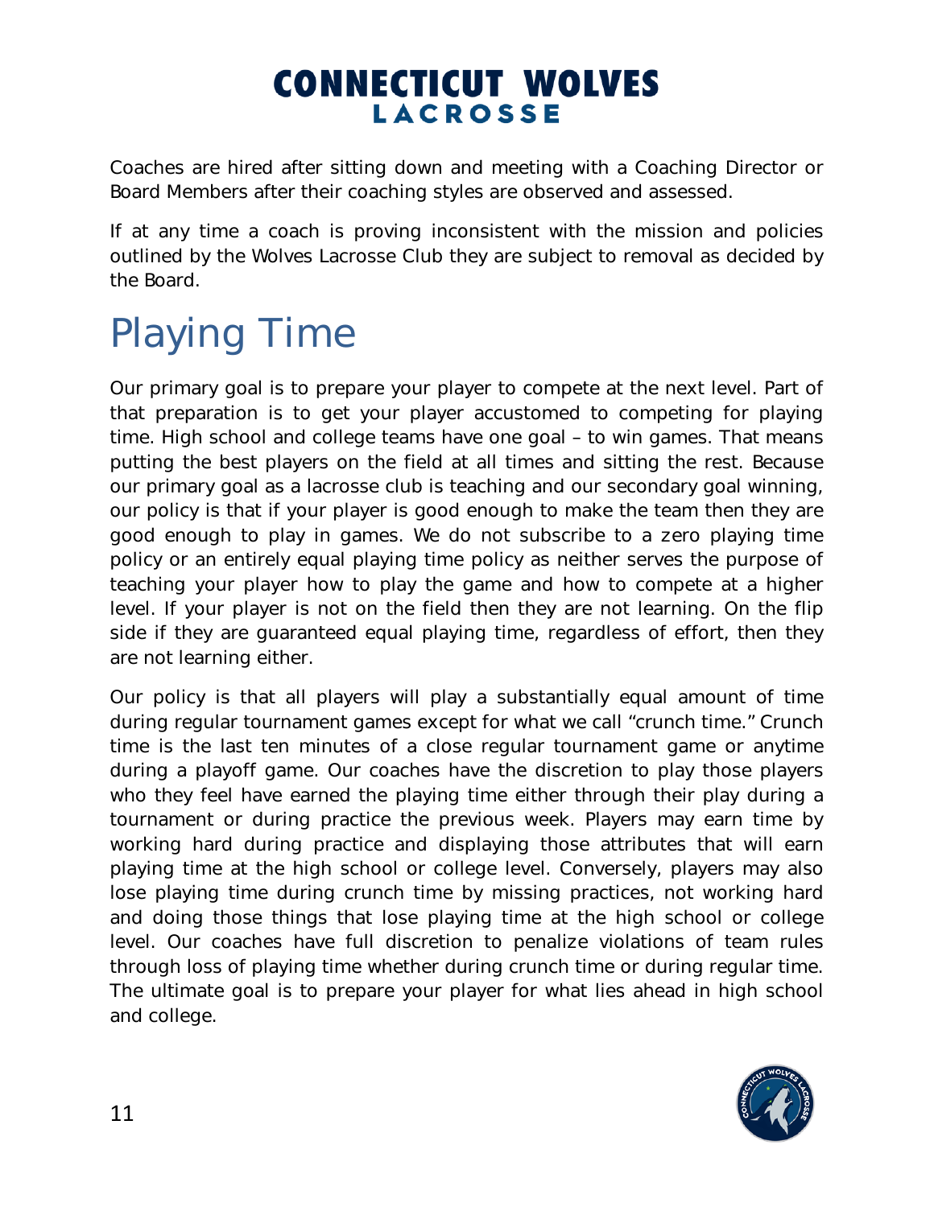Coaches are hired after sitting down and meeting with a Coaching Director or Board Members after their coaching styles are observed and assessed.

If at any time a coach is proving inconsistent with the mission and policies outlined by the Wolves Lacrosse Club they are subject to removal as decided by the Board.

# Playing Time

Our primary goal is to prepare your player to compete at the next level. Part of that preparation is to get your player accustomed to competing for playing time. High school and college teams have one goal – to win games. That means putting the best players on the field at all times and sitting the rest. Because our primary goal as a lacrosse club is teaching and our secondary goal winning, our policy is that if your player is good enough to make the team then they are good enough to play in games. We do not subscribe to a zero playing time policy or an entirely equal playing time policy as neither serves the purpose of teaching your player how to play the game and how to compete at a higher level. If your player is not on the field then they are not learning. On the flip side if they are guaranteed equal playing time, regardless of effort, then they are not learning either.

Our policy is that all players will play a substantially equal amount of time during regular tournament games except for what we call "crunch time." Crunch time is the last ten minutes of a close regular tournament game or anytime during a playoff game. Our coaches have the discretion to play those players who they feel have earned the playing time either through their play during a tournament or during practice the previous week. Players may earn time by working hard during practice and displaying those attributes that will earn playing time at the high school or college level. Conversely, players may also lose playing time during crunch time by missing practices, not working hard and doing those things that lose playing time at the high school or college level. Our coaches have full discretion to penalize violations of team rules through loss of playing time whether during crunch time or during regular time. The ultimate goal is to prepare your player for what lies ahead in high school and college.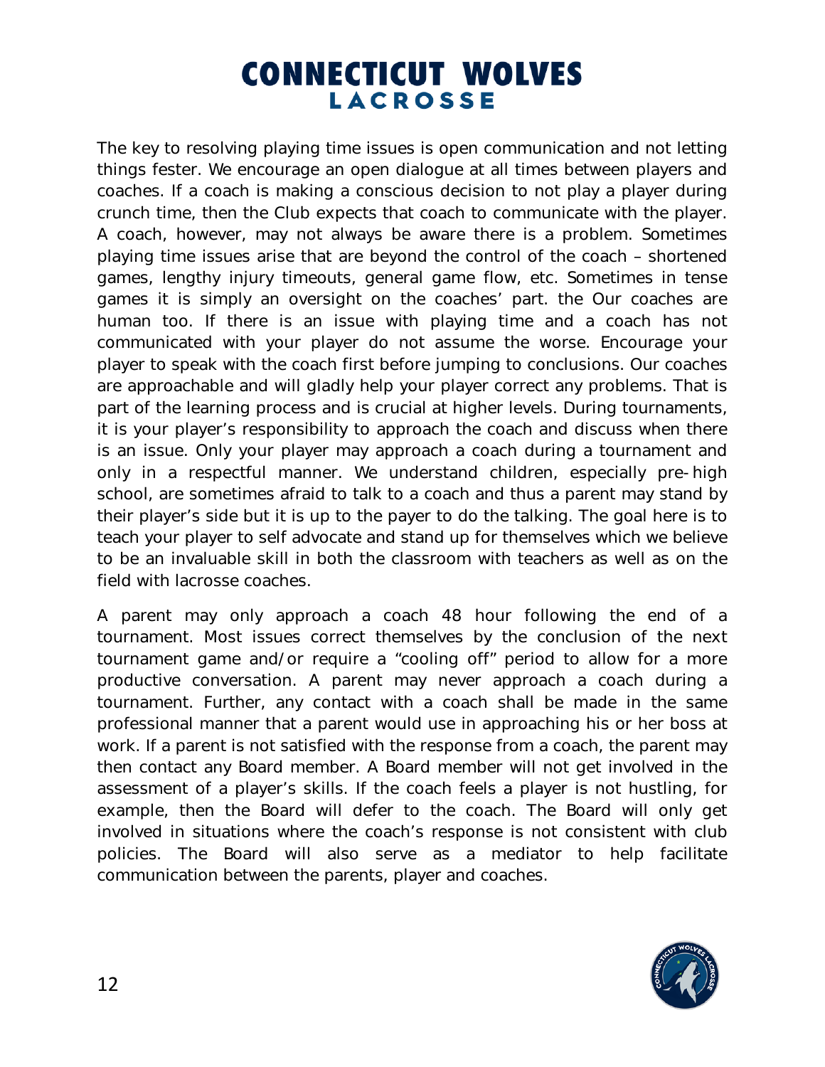The key to resolving playing time issues is open communication and not letting things fester. We encourage an open dialogue at all times between players and coaches. If a coach is making a conscious decision to not play a player during crunch time, then the Club expects that coach to communicate with the player. A coach, however, may not always be aware there is a problem. Sometimes playing time issues arise that are beyond the control of the coach – shortened games, lengthy injury timeouts, general game flow, etc. Sometimes in tense games it is simply an oversight on the coaches' part. the Our coaches are human too. If there is an issue with playing time and a coach has not communicated with your player do not assume the worse. Encourage your player to speak with the coach first before jumping to conclusions. Our coaches are approachable and will gladly help your player correct any problems. That is part of the learning process and is crucial at higher levels. During tournaments, it is your player's responsibility to approach the coach and discuss when there is an issue. Only your player may approach a coach during a tournament and only in a respectful manner. We understand children, especially pre-high school, are sometimes afraid to talk to a coach and thus a parent may stand by their player's side but it is up to the payer to do the talking. The goal here is to teach your player to self advocate and stand up for themselves which we believe to be an invaluable skill in both the classroom with teachers as well as on the field with lacrosse coaches.

A parent may only approach a coach 48 hour following the end of a tournament. Most issues correct themselves by the conclusion of the next tournament game and/or require a "cooling off" period to allow for a more productive conversation. A parent may never approach a coach during a tournament. Further, any contact with a coach shall be made in the same professional manner that a parent would use in approaching his or her boss at work. If a parent is not satisfied with the response from a coach, the parent may then contact any Board member. A Board member will not get involved in the assessment of a player's skills. If the coach feels a player is not hustling, for example, then the Board will defer to the coach. The Board will only get involved in situations where the coach's response is not consistent with club policies. The Board will also serve as a mediator to help facilitate communication between the parents, player and coaches.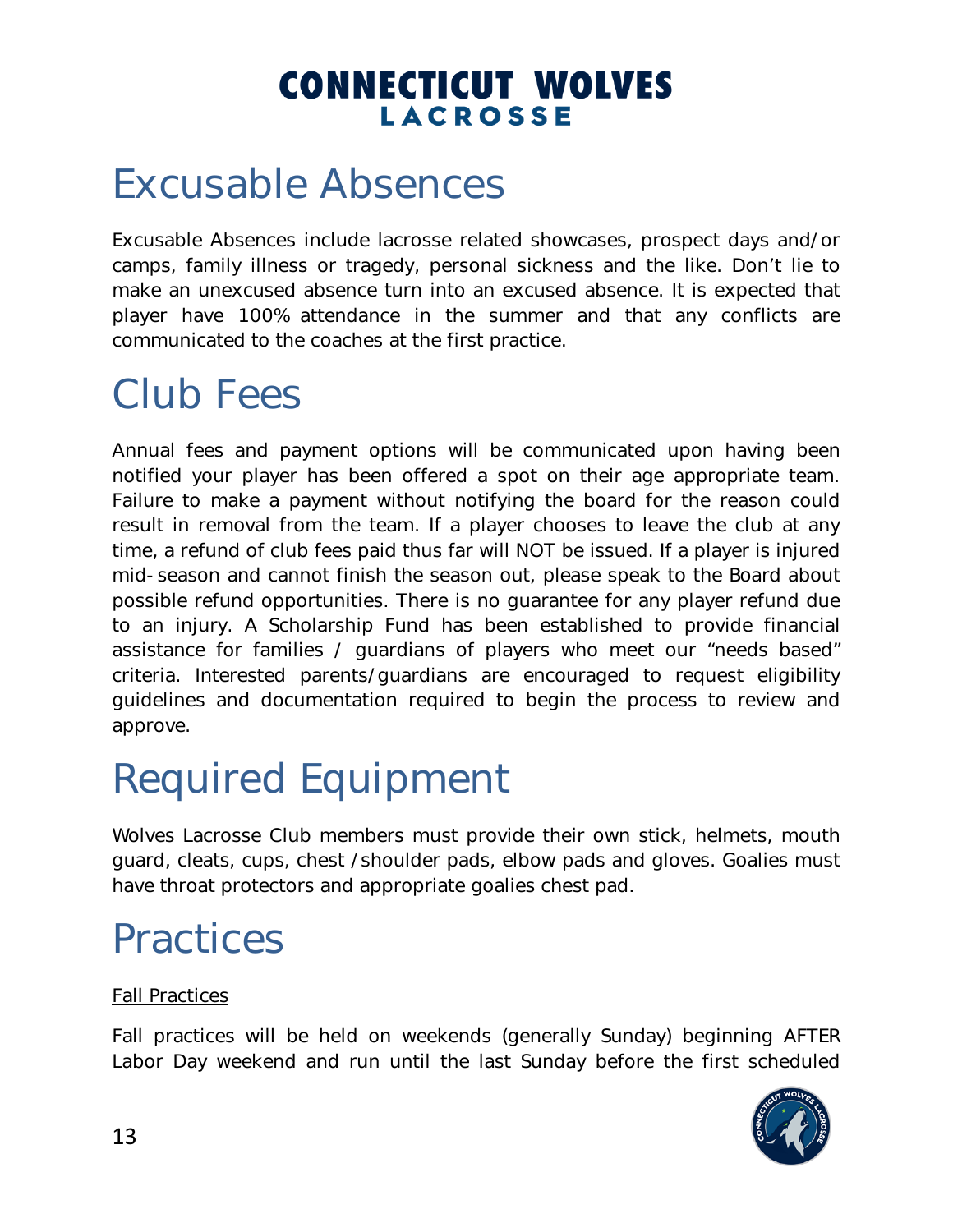# Excusable Absences

Excusable Absences include lacrosse related showcases, prospect days and/or camps, family illness or tragedy, personal sickness and the like. Don't lie to make an unexcused absence turn into an excused absence. It is expected that player have 100% attendance in the summer and that any conflicts are communicated to the coaches at the first practice.

# Club Fees

Annual fees and payment options will be communicated upon having been notified your player has been offered a spot on their age appropriate team. Failure to make a payment without notifying the board for the reason could result in removal from the team. If a player chooses to leave the club at any time, a refund of club fees paid thus far will NOT be issued. If a player is injured mid-season and cannot finish the season out, please speak to the Board about possible refund opportunities. There is no guarantee for any player refund due to an injury. A Scholarship Fund has been established to provide financial assistance for families / guardians of players who meet our "needs based" criteria. Interested parents/guardians are encouraged to request eligibility guidelines and documentation required to begin the process to review and approve.

# Required Equipment

Wolves Lacrosse Club members must provide their own stick, helmets, mouth guard, cleats, cups, chest /shoulder pads, elbow pads and gloves. Goalies must have throat protectors and appropriate goalies chest pad.

# Practices

<u>Fall Practices</u>

Fall practices will be held on weekends (generally Sunday) beginning AFTER Labor Day weekend and run until the last Sunday before the first scheduled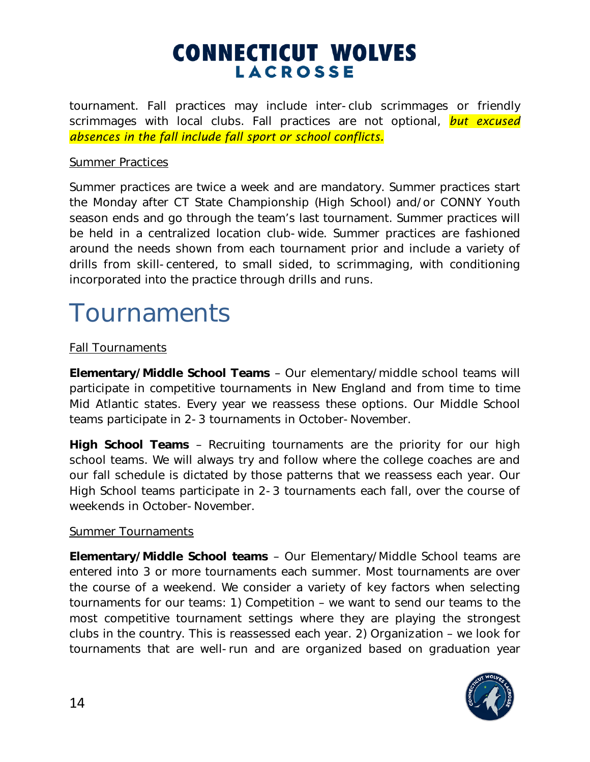tournament. Fall practices may include inter-club scrimmages or friendly scrimmages with local clubs. Fall practices are not optional, ***but excused absences in the fall include fall sport or school conflicts.***

Summer Practices

Summer practices are twice a week and are mandatory. Summer practices start the Monday after CT State Championship (High School) and/or CONNY Youth season ends and go through the team's last tournament. Summer practices will be held in a centralized location club-wide. Summer practices are fashioned around the needs shown from each tournament prior and include a variety of drills from skill-centered, to small sided, to scrimmaging, with conditioning incorporated into the practice through drills and runs.

# Tournaments

Fall Tournaments

**Elementary/Middle School Teams** – Our elementary/middle school teams will participate in competitive tournaments in New England and from time to time Mid Atlantic states. Every year we reassess these options. Our Middle School teams participate in 2-3 tournaments in October-November.

**High School Teams** – Recruiting tournaments are the priority for our high school teams. We will always try and follow where the college coaches are and our fall schedule is dictated by those patterns that we reassess each year. Our High School teams participate in 2-3 tournaments each fall, over the course of weekends in October-November.

Summer Tournaments

**Elementary/Middle School teams** – Our Elementary/Middle School teams are entered into 3 or more tournaments each summer. Most tournaments are over the course of a weekend. We consider a variety of key factors when selecting tournaments for our teams: 1) Competition – we want to send our teams to the most competitive tournament settings where they are playing the strongest clubs in the country. This is reassessed each year. 2) Organization – we look for tournaments that are well-run and are organized based on graduation year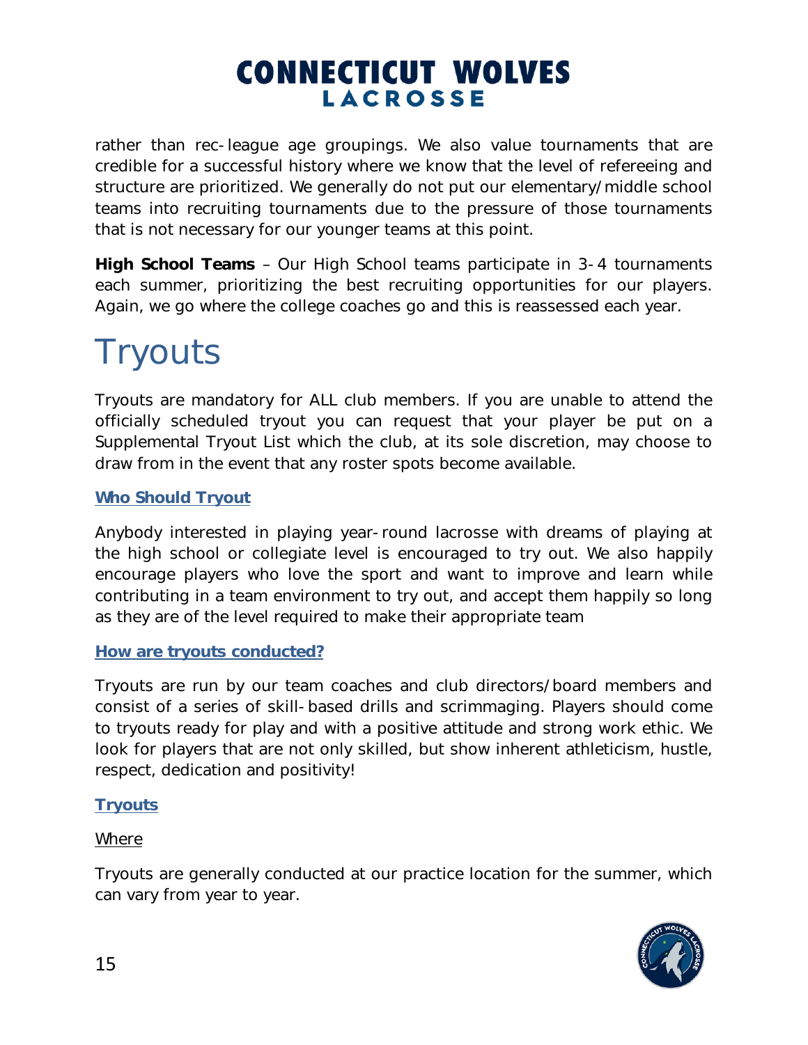rather than rec-league age groupings. We also value tournaments that are credible for a successful history where we know that the level of refereeing and structure are prioritized. We generally do not put our elementary/middle school teams into recruiting tournaments due to the pressure of those tournaments that is not necessary for our younger teams at this point.

**High School Teams** – Our High School teams participate in 3-4 tournaments each summer, prioritizing the best recruiting opportunities for our players. Again, we go where the college coaches go and this is reassessed each year.

# Tryouts

Tryouts are mandatory for ALL club members. If you are unable to attend the officially scheduled tryout you can request that your player be put on a Supplemental Tryout List which the club, at its sole discretion, may choose to draw from in the event that any roster spots become available.

### Who Should Tryout

Anybody interested in playing year-round lacrosse with dreams of playing at the high school or collegiate level is encouraged to try out. We also happily encourage players who love the sport and want to improve and learn while contributing in a team environment to try out, and accept them happily so long as they are of the level required to make their appropriate team

### How are tryouts conducted?

Tryouts are run by our team coaches and club directors/board members and consist of a series of skill-based drills and scrimmaging. Players should come to tryouts ready for play and with a positive attitude and strong work ethic. We look for players that are not only skilled, but show inherent athleticism, hustle, respect, dedication and positivity!

### Tryouts

Where

Tryouts are generally conducted at our practice location for the summer, which can vary from year to year.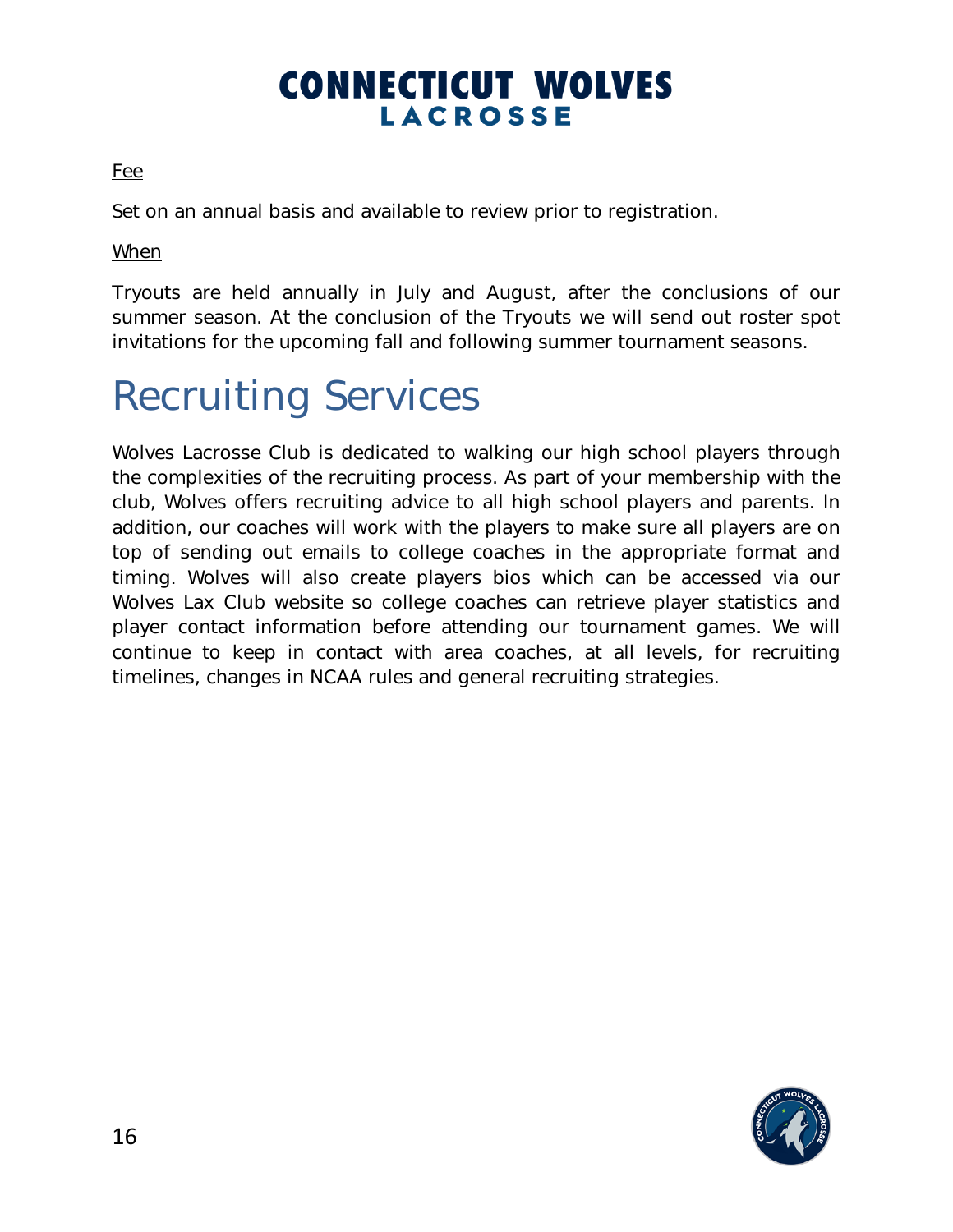Fee

Set on an annual basis and available to review prior to registration.

When

Tryouts are held annually in July and August, after the conclusions of our summer season. At the conclusion of the Tryouts we will send out roster spot invitations for the upcoming fall and following summer tournament seasons.

# Recruiting Services

Wolves Lacrosse Club is dedicated to walking our high school players through the complexities of the recruiting process. As part of your membership with the club, Wolves offers recruiting advice to all high school players and parents. In addition, our coaches will work with the players to make sure all players are on top of sending out emails to college coaches in the appropriate format and timing. Wolves will also create players bios which can be accessed via our Wolves Lax Club website so college coaches can retrieve player statistics and player contact information before attending our tournament games. We will continue to keep in contact with area coaches, at all levels, for recruiting timelines, changes in NCAA rules and general recruiting strategies.